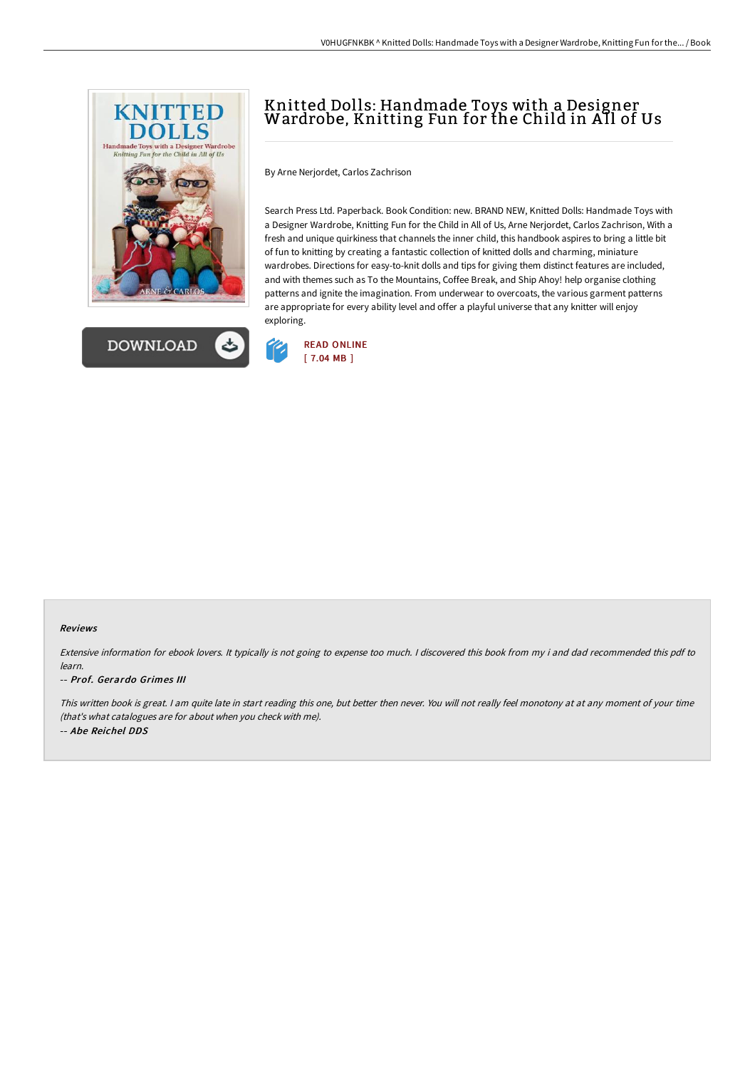# Knitted Dolls: Handmade Toys with a Designer Wardrobe, Knitting Fun for the Child in All of Us

By Arne Nerjordet, Carlos Zachrison

Search Press Ltd. Paperback. Book Condition: new. BRAND NEW, Knitted Dolls: Handmade Toys with a Designer Wardrobe, Knitting Fun for the Child in All of Us, Arne Nerjordet, Carlos Zachrison, With a fresh and unique quirkiness that channels the inner child, this handbook aspires to bring a little bit of fun to knitting by creating a fantastic collection of knitted dolls and charming, miniature wardrobes. Directions for easy-to-knit dolls and tips for giving them distinct features are included, and with themes such as To the Mountains, Coffee Break, and Ship Ahoy! help organise clothing patterns and ignite the imagination. From underwear to overcoats, the various garment patterns are appropriate for every ability level and offer a playful universe that any knitter will enjoy exploring.

READ ONLINE
[ 7.04 MB ]

#### Reviews

*Extensive information for ebook lovers. It typically is not going to expense too much. I discovered this book from my i and dad recommended this pdf to learn.*

*-- Prof. Gerardo Grimes III*

*This written book is great. I am quite late in start reading this one, but better then never. You will not really feel monotony at at any moment of your time (that's what catalogues are for about when you check with me).*

*-- Abe Reichel DDS*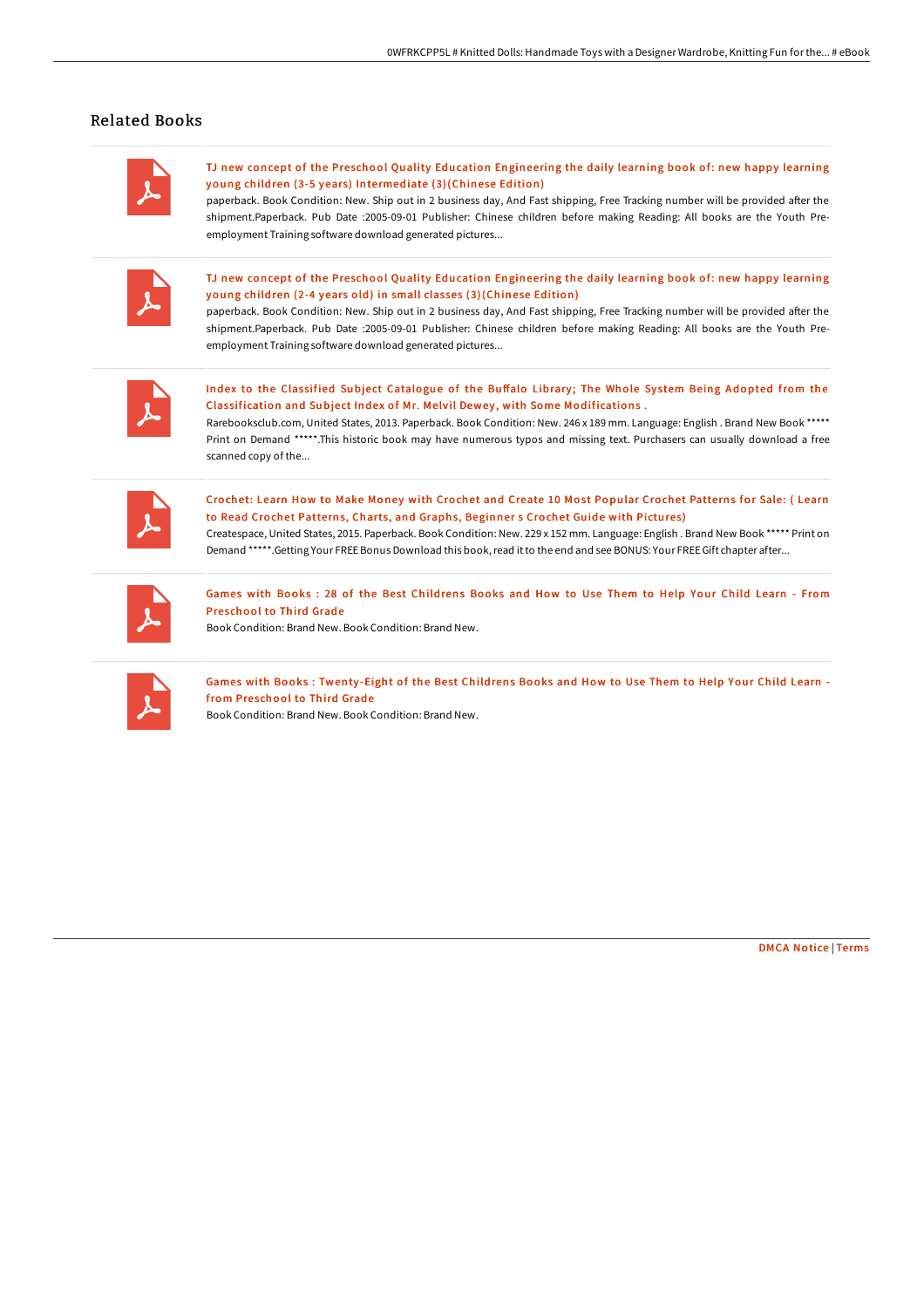## Related Books

**TJ new concept of the Preschool Quality Education Engineering the daily learning book of: new happy learning young children (3-5 years) Intermediate (3)(Chinese Edition)**

paperback. Book Condition: New. Ship out in 2 business day, And Fast shipping, Free Tracking number will be provided after the shipment.Paperback. Pub Date :2005-09-01 Publisher: Chinese children before making Reading: All books are the Youth Pre-employment Training software download generated pictures...

**TJ new concept of the Preschool Quality Education Engineering the daily learning book of: new happy learning young children (2-4 years old) in small classes (3)(Chinese Edition)**

paperback. Book Condition: New. Ship out in 2 business day, And Fast shipping, Free Tracking number will be provided after the shipment.Paperback. Pub Date :2005-09-01 Publisher: Chinese children before making Reading: All books are the Youth Pre-employment Training software download generated pictures...

**Index to the Classified Subject Catalogue of the Buffalo Library; The Whole System Being Adopted from the Classification and Subject Index of Mr. Melvil Dewey, with Some Modifications .**

Rarebooksclub.com, United States, 2013. Paperback. Book Condition: New. 246 x 189 mm. Language: English . Brand New Book ***** Print on Demand *****.This historic book may have numerous typos and missing text. Purchasers can usually download a free scanned copy of the...

**Crochet: Learn How to Make Money with Crochet and Create 10 Most Popular Crochet Patterns for Sale: ( Learn to Read Crochet Patterns, Charts, and Graphs, Beginner s Crochet Guide with Pictures)**

Createspace, United States, 2015. Paperback. Book Condition: New. 229 x 152 mm. Language: English . Brand New Book ***** Print on Demand *****.Getting Your FREE Bonus Download this book, read it to the end and see BONUS: Your FREE Gift chapter after...

**Games with Books : 28 of the Best Childrens Books and How to Use Them to Help Your Child Learn - From Preschool to Third Grade**

Book Condition: Brand New. Book Condition: Brand New.

**Games with Books : Twenty-Eight of the Best Childrens Books and How to Use Them to Help Your Child Learn - from Preschool to Third Grade**

Book Condition: Brand New. Book Condition: Brand New.